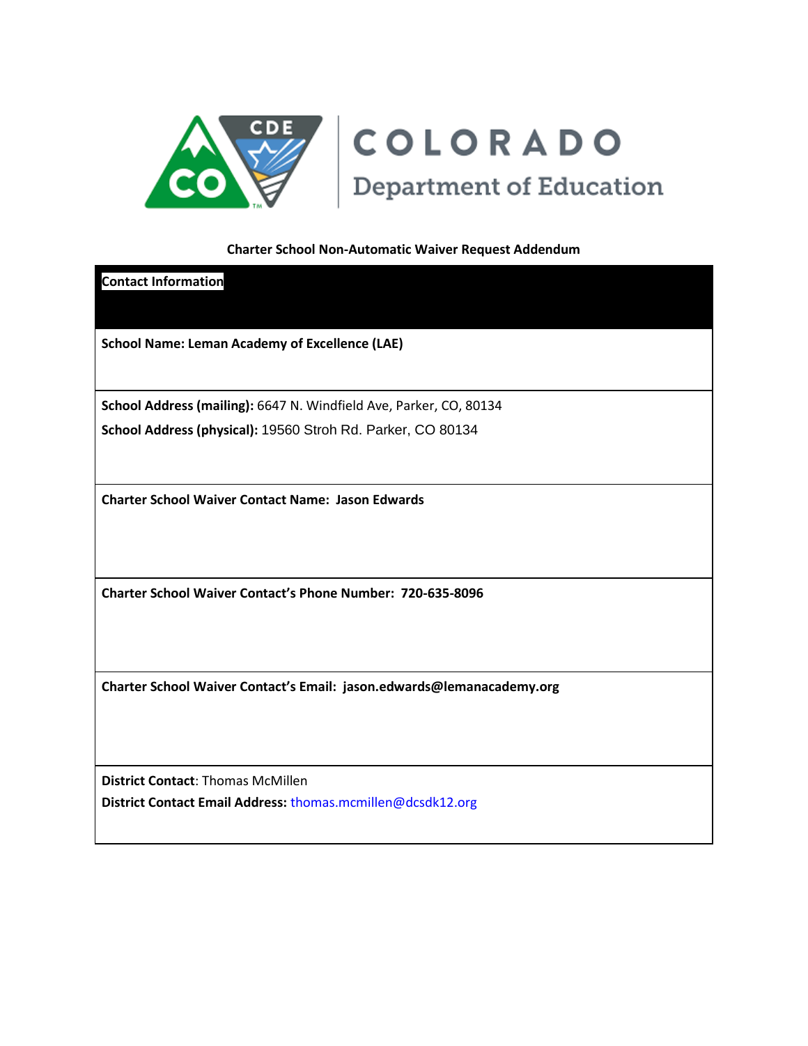**Charter School Non-Automatic Waiver Request Addendum**

| **Contact Information** |
|---|
| **School Name: Leman Academy of Excellence (LAE)** |
| **School Address (mailing):** 6647 N. Windfield Ave, Parker, CO, 80134<br>**School Address (physical):** 19560 Stroh Rd. Parker, CO 80134 |
| **Charter School Waiver Contact Name: Jason Edwards** |
| **Charter School Waiver Contact's Phone Number: 720-635-8096** |
| **Charter School Waiver Contact's Email: jason.edwards@lemanacademy.org** |
| **District Contact**: Thomas McMillen<br>**District Contact Email Address:** thomas.mcmillen@dcsdk12.org |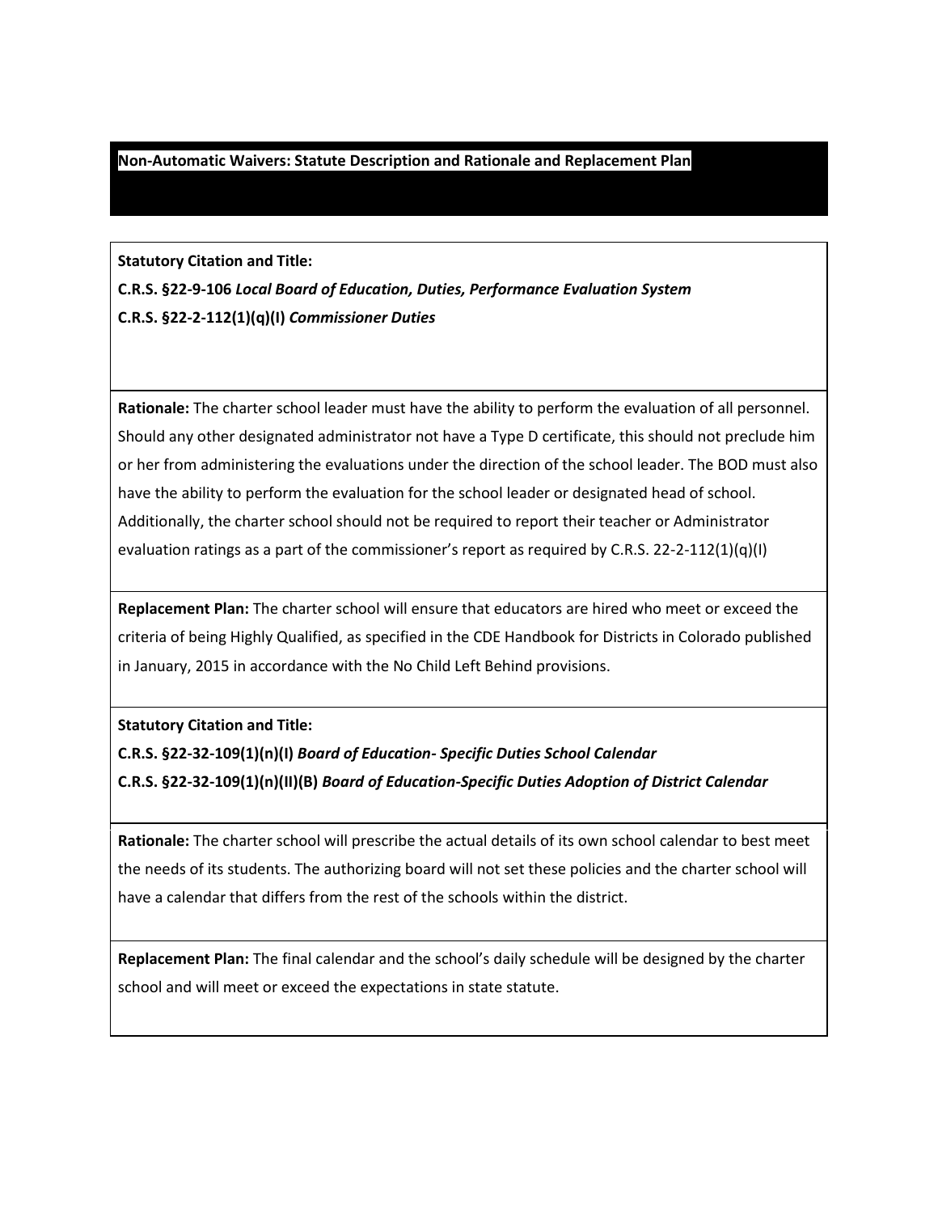## Non-Automatic Waivers: Statute Description and Rationale and Replacement Plan

**Statutory Citation and Title:**

**C.R.S. §22-9-106** ***Local Board of Education, Duties, Performance Evaluation System***

**C.R.S. §22-2-112(1)(q)(I)** ***Commissioner Duties***

**Rationale:** The charter school leader must have the ability to perform the evaluation of all personnel. Should any other designated administrator not have a Type D certificate, this should not preclude him or her from administering the evaluations under the direction of the school leader. The BOD must also have the ability to perform the evaluation for the school leader or designated head of school. Additionally, the charter school should not be required to report their teacher or Administrator evaluation ratings as a part of the commissioner's report as required by C.R.S. 22-2-112(1)(q)(I)

**Replacement Plan:** The charter school will ensure that educators are hired who meet or exceed the criteria of being Highly Qualified, as specified in the CDE Handbook for Districts in Colorado published in January, 2015 in accordance with the No Child Left Behind provisions.

**Statutory Citation and Title:**

**C.R.S. §22-32-109(1)(n)(I)** ***Board of Education- Specific Duties School Calendar***

**C.R.S. §22-32-109(1)(n)(II)(B)** ***Board of Education-Specific Duties Adoption of District Calendar***

**Rationale:** The charter school will prescribe the actual details of its own school calendar to best meet the needs of its students. The authorizing board will not set these policies and the charter school will have a calendar that differs from the rest of the schools within the district.

**Replacement Plan:** The final calendar and the school's daily schedule will be designed by the charter school and will meet or exceed the expectations in state statute.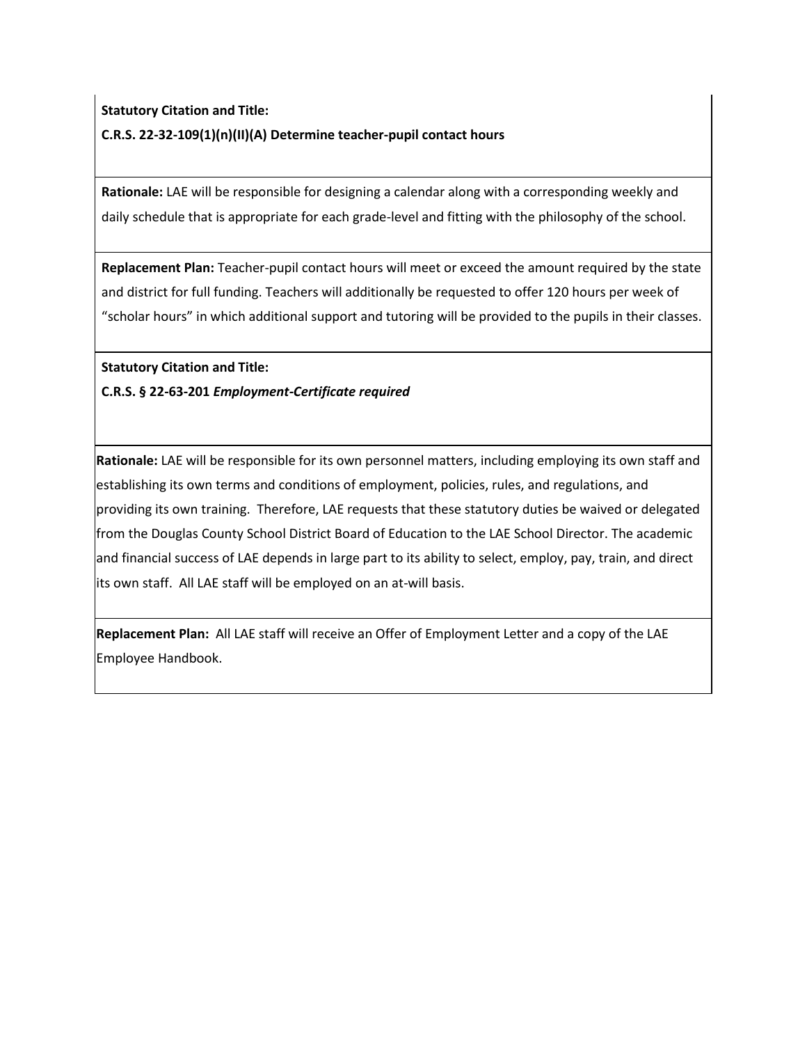**Statutory Citation and Title:**

**C.R.S. 22-32-109(1)(n)(II)(A) Determine teacher-pupil contact hours**

**Rationale:** LAE will be responsible for designing a calendar along with a corresponding weekly and daily schedule that is appropriate for each grade-level and fitting with the philosophy of the school.

**Replacement Plan:** Teacher-pupil contact hours will meet or exceed the amount required by the state and district for full funding. Teachers will additionally be requested to offer 120 hours per week of "scholar hours" in which additional support and tutoring will be provided to the pupils in their classes.

**Statutory Citation and Title:**

**C.R.S. § 22-63-201** ***Employment-Certificate required***

**Rationale:** LAE will be responsible for its own personnel matters, including employing its own staff and establishing its own terms and conditions of employment, policies, rules, and regulations, and providing its own training. Therefore, LAE requests that these statutory duties be waived or delegated from the Douglas County School District Board of Education to the LAE School Director. The academic and financial success of LAE depends in large part to its ability to select, employ, pay, train, and direct its own staff. All LAE staff will be employed on an at-will basis.

**Replacement Plan:** All LAE staff will receive an Offer of Employment Letter and a copy of the LAE Employee Handbook.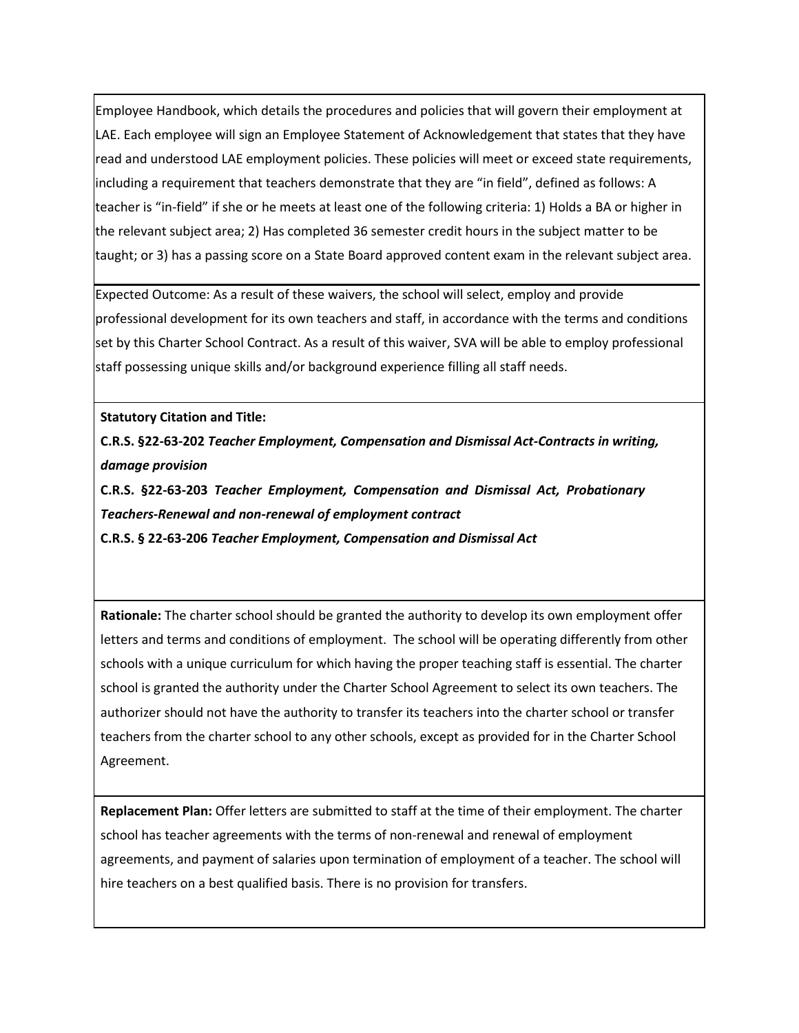Employee Handbook, which details the procedures and policies that will govern their employment at LAE. Each employee will sign an Employee Statement of Acknowledgement that states that they have read and understood LAE employment policies. These policies will meet or exceed state requirements, including a requirement that teachers demonstrate that they are "in field", defined as follows: A teacher is "in-field" if she or he meets at least one of the following criteria: 1) Holds a BA or higher in the relevant subject area; 2) Has completed 36 semester credit hours in the subject matter to be taught; or 3) has a passing score on a State Board approved content exam in the relevant subject area.

Expected Outcome: As a result of these waivers, the school will select, employ and provide professional development for its own teachers and staff, in accordance with the terms and conditions set by this Charter School Contract. As a result of this waiver, SVA will be able to employ professional staff possessing unique skills and/or background experience filling all staff needs.

**Statutory Citation and Title:**

**C.R.S. §22-63-202** ***Teacher Employment, Compensation and Dismissal Act-Contracts in writing, damage provision***

**C.R.S. §22-63-203** ***Teacher Employment, Compensation and Dismissal Act, Probationary Teachers-Renewal and non-renewal of employment contract***

**C.R.S. § 22-63-206** ***Teacher Employment, Compensation and Dismissal Act***

**Rationale:** The charter school should be granted the authority to develop its own employment offer letters and terms and conditions of employment. The school will be operating differently from other schools with a unique curriculum for which having the proper teaching staff is essential. The charter school is granted the authority under the Charter School Agreement to select its own teachers. The authorizer should not have the authority to transfer its teachers into the charter school or transfer teachers from the charter school to any other schools, except as provided for in the Charter School Agreement.

**Replacement Plan:** Offer letters are submitted to staff at the time of their employment. The charter school has teacher agreements with the terms of non-renewal and renewal of employment agreements, and payment of salaries upon termination of employment of a teacher. The school will hire teachers on a best qualified basis. There is no provision for transfers.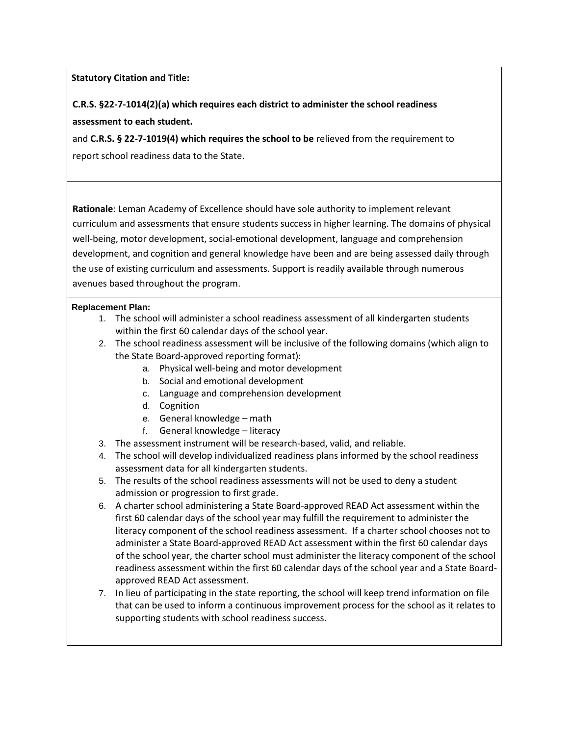**Statutory Citation and Title:**

**C.R.S. §22-7-1014(2)(a) which requires each district to administer the school readiness assessment to each student.**

and **C.R.S. § 22-7-1019(4) which requires the school to be** relieved from the requirement to report school readiness data to the State.

**Rationale**: Leman Academy of Excellence should have sole authority to implement relevant curriculum and assessments that ensure students success in higher learning. The domains of physical well-being, motor development, social-emotional development, language and comprehension development, and cognition and general knowledge have been and are being assessed daily through the use of existing curriculum and assessments. Support is readily available through numerous avenues based throughout the program.

**Replacement Plan:**

1. The school will administer a school readiness assessment of all kindergarten students within the first 60 calendar days of the school year.
2. The school readiness assessment will be inclusive of the following domains (which align to the State Board-approved reporting format):
   a. Physical well-being and motor development
   b. Social and emotional development
   c. Language and comprehension development
   d. Cognition
   e. General knowledge – math
   f. General knowledge – literacy
3. The assessment instrument will be research-based, valid, and reliable.
4. The school will develop individualized readiness plans informed by the school readiness assessment data for all kindergarten students.
5. The results of the school readiness assessments will not be used to deny a student admission or progression to first grade.
6. A charter school administering a State Board-approved READ Act assessment within the first 60 calendar days of the school year may fulfill the requirement to administer the literacy component of the school readiness assessment. If a charter school chooses not to administer a State Board-approved READ Act assessment within the first 60 calendar days of the school year, the charter school must administer the literacy component of the school readiness assessment within the first 60 calendar days of the school year and a State Board-approved READ Act assessment.
7. In lieu of participating in the state reporting, the school will keep trend information on file that can be used to inform a continuous improvement process for the school as it relates to supporting students with school readiness success.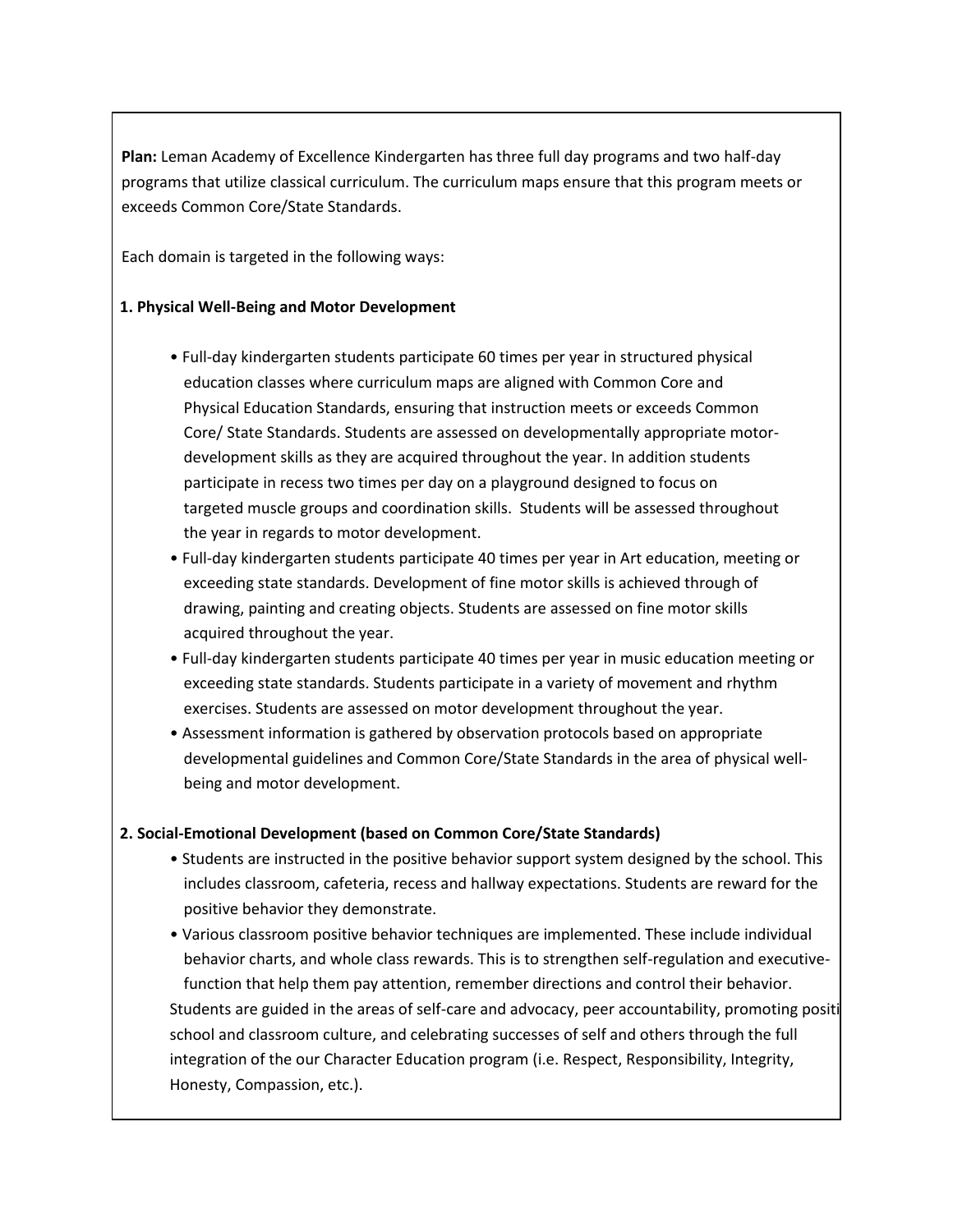**Plan:** Leman Academy of Excellence Kindergarten has three full day programs and two half-day programs that utilize classical curriculum. The curriculum maps ensure that this program meets or exceeds Common Core/State Standards.

Each domain is targeted in the following ways:

**1. Physical Well-Being and Motor Development**

- Full-day kindergarten students participate 60 times per year in structured physical education classes where curriculum maps are aligned with Common Core and Physical Education Standards, ensuring that instruction meets or exceeds Common Core/ State Standards. Students are assessed on developmentally appropriate motor-development skills as they are acquired throughout the year. In addition students participate in recess two times per day on a playground designed to focus on targeted muscle groups and coordination skills. Students will be assessed throughout the year in regards to motor development.
- Full-day kindergarten students participate 40 times per year in Art education, meeting or exceeding state standards. Development of fine motor skills is achieved through of drawing, painting and creating objects. Students are assessed on fine motor skills acquired throughout the year.
- Full-day kindergarten students participate 40 times per year in music education meeting or exceeding state standards. Students participate in a variety of movement and rhythm exercises. Students are assessed on motor development throughout the year.
- Assessment information is gathered by observation protocols based on appropriate developmental guidelines and Common Core/State Standards in the area of physical well-being and motor development.

**2. Social-Emotional Development (based on Common Core/State Standards)**

- Students are instructed in the positive behavior support system designed by the school. This includes classroom, cafeteria, recess and hallway expectations. Students are reward for the positive behavior they demonstrate.
- Various classroom positive behavior techniques are implemented. These include individual behavior charts, and whole class rewards. This is to strengthen self-regulation and executive-function that help them pay attention, remember directions and control their behavior.

Students are guided in the areas of self-care and advocacy, peer accountability, promoting positi school and classroom culture, and celebrating successes of self and others through the full integration of the our Character Education program (i.e. Respect, Responsibility, Integrity, Honesty, Compassion, etc.).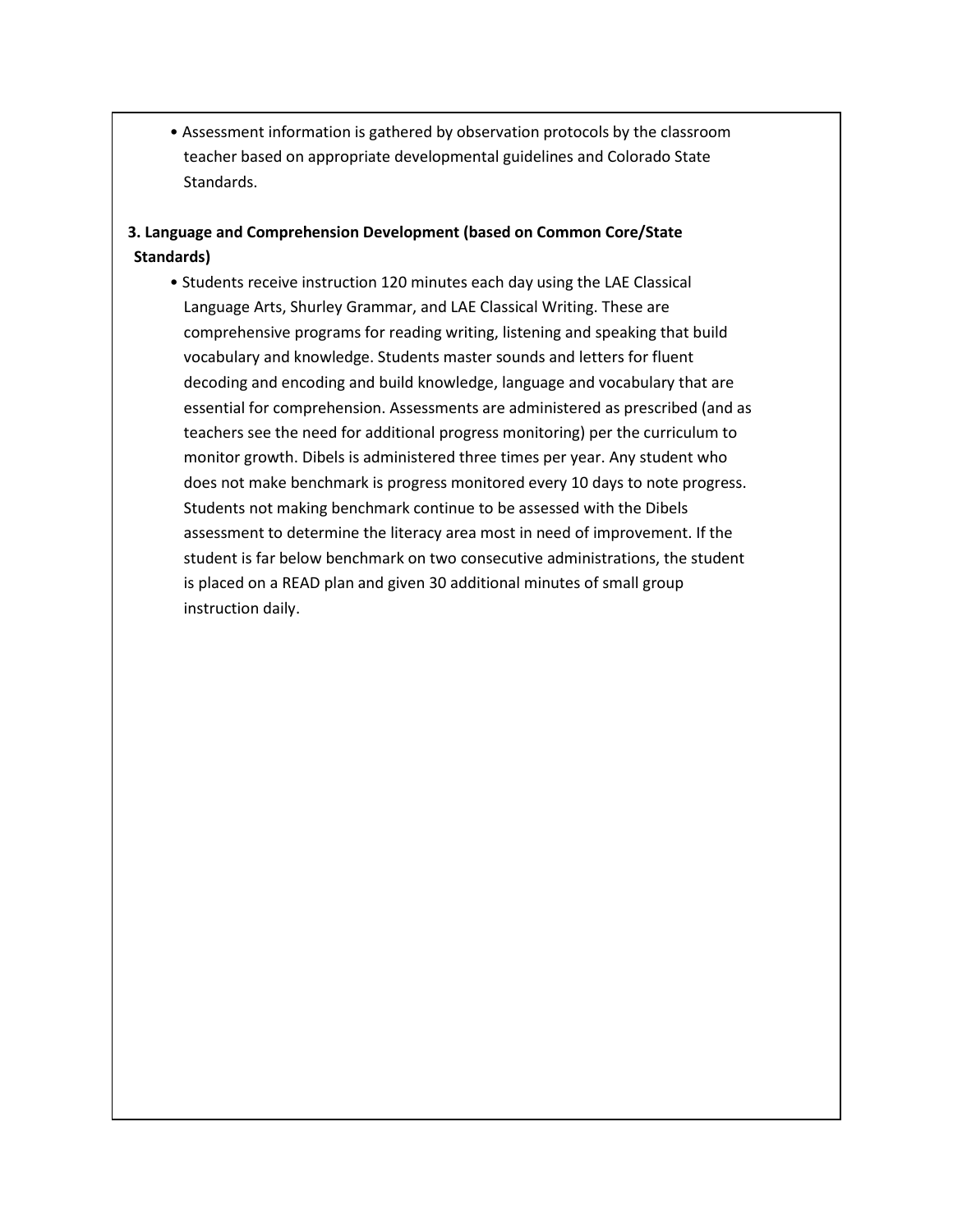- Assessment information is gathered by observation protocols by the classroom teacher based on appropriate developmental guidelines and Colorado State Standards.

**3. Language and Comprehension Development (based on Common Core/State Standards)**

- Students receive instruction 120 minutes each day using the LAE Classical Language Arts, Shurley Grammar, and LAE Classical Writing. These are comprehensive programs for reading writing, listening and speaking that build vocabulary and knowledge. Students master sounds and letters for fluent decoding and encoding and build knowledge, language and vocabulary that are essential for comprehension. Assessments are administered as prescribed (and as teachers see the need for additional progress monitoring) per the curriculum to monitor growth. Dibels is administered three times per year. Any student who does not make benchmark is progress monitored every 10 days to note progress. Students not making benchmark continue to be assessed with the Dibels assessment to determine the literacy area most in need of improvement. If the student is far below benchmark on two consecutive administrations, the student is placed on a READ plan and given 30 additional minutes of small group instruction daily.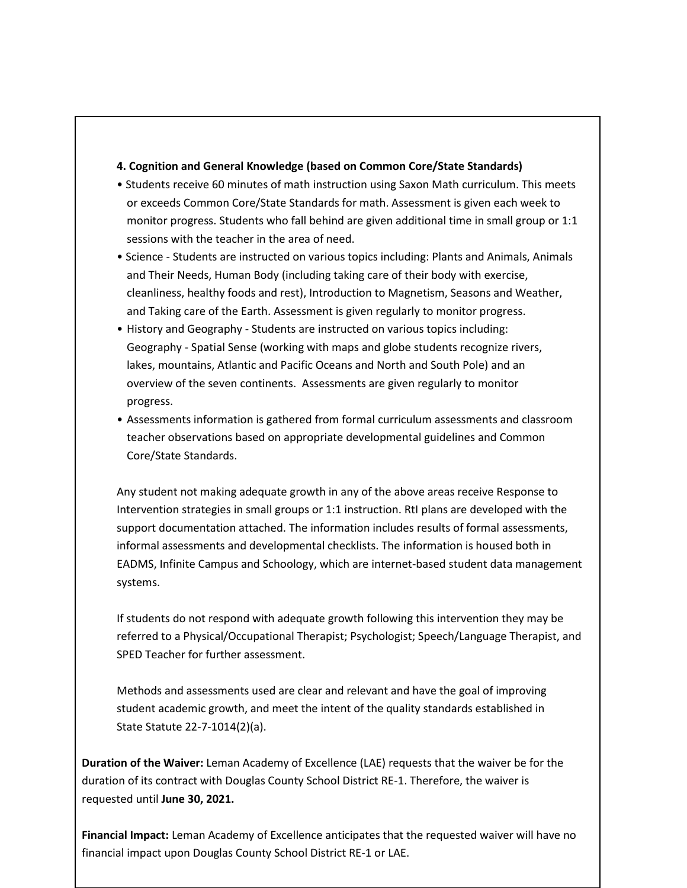**4. Cognition and General Knowledge (based on Common Core/State Standards)**

- Students receive 60 minutes of math instruction using Saxon Math curriculum. This meets or exceeds Common Core/State Standards for math. Assessment is given each week to monitor progress. Students who fall behind are given additional time in small group or 1:1 sessions with the teacher in the area of need.
- Science - Students are instructed on various topics including: Plants and Animals, Animals and Their Needs, Human Body (including taking care of their body with exercise, cleanliness, healthy foods and rest), Introduction to Magnetism, Seasons and Weather, and Taking care of the Earth. Assessment is given regularly to monitor progress.
- History and Geography - Students are instructed on various topics including: Geography - Spatial Sense (working with maps and globe students recognize rivers, lakes, mountains, Atlantic and Pacific Oceans and North and South Pole) and an overview of the seven continents. Assessments are given regularly to monitor progress.
- Assessments information is gathered from formal curriculum assessments and classroom teacher observations based on appropriate developmental guidelines and Common Core/State Standards.

Any student not making adequate growth in any of the above areas receive Response to Intervention strategies in small groups or 1:1 instruction. RtI plans are developed with the support documentation attached. The information includes results of formal assessments, informal assessments and developmental checklists. The information is housed both in EADMS, Infinite Campus and Schoology, which are internet-based student data management systems.

If students do not respond with adequate growth following this intervention they may be referred to a Physical/Occupational Therapist; Psychologist; Speech/Language Therapist, and SPED Teacher for further assessment.

Methods and assessments used are clear and relevant and have the goal of improving student academic growth, and meet the intent of the quality standards established in State Statute 22-7-1014(2)(a).

**Duration of the Waiver:** Leman Academy of Excellence (LAE) requests that the waiver be for the duration of its contract with Douglas County School District RE-1. Therefore, the waiver is requested until **June 30, 2021.**

**Financial Impact:** Leman Academy of Excellence anticipates that the requested waiver will have no financial impact upon Douglas County School District RE-1 or LAE.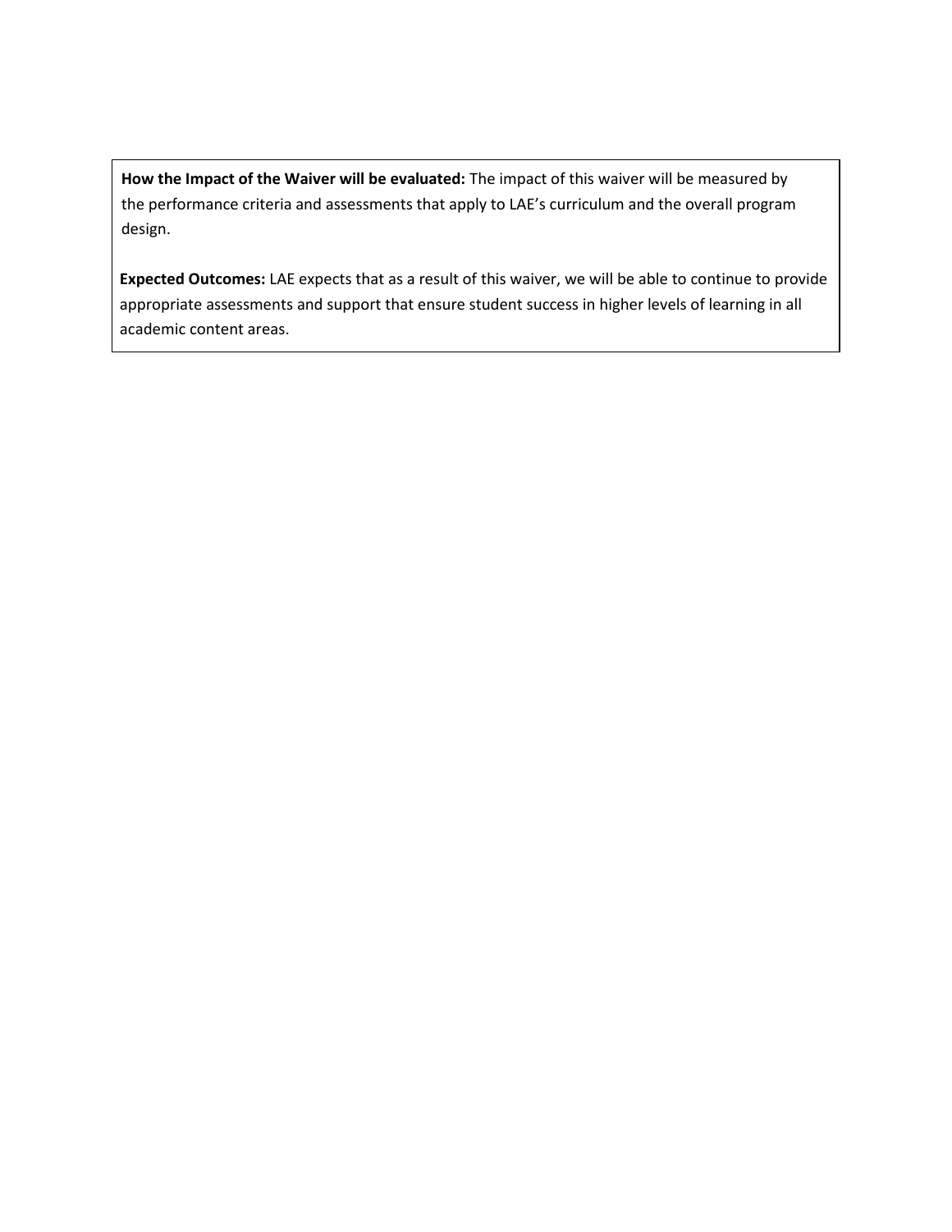**How the Impact of the Waiver will be evaluated:** The impact of this waiver will be measured by the performance criteria and assessments that apply to LAE's curriculum and the overall program design.

**Expected Outcomes:** LAE expects that as a result of this waiver, we will be able to continue to provide appropriate assessments and support that ensure student success in higher levels of learning in all academic content areas.